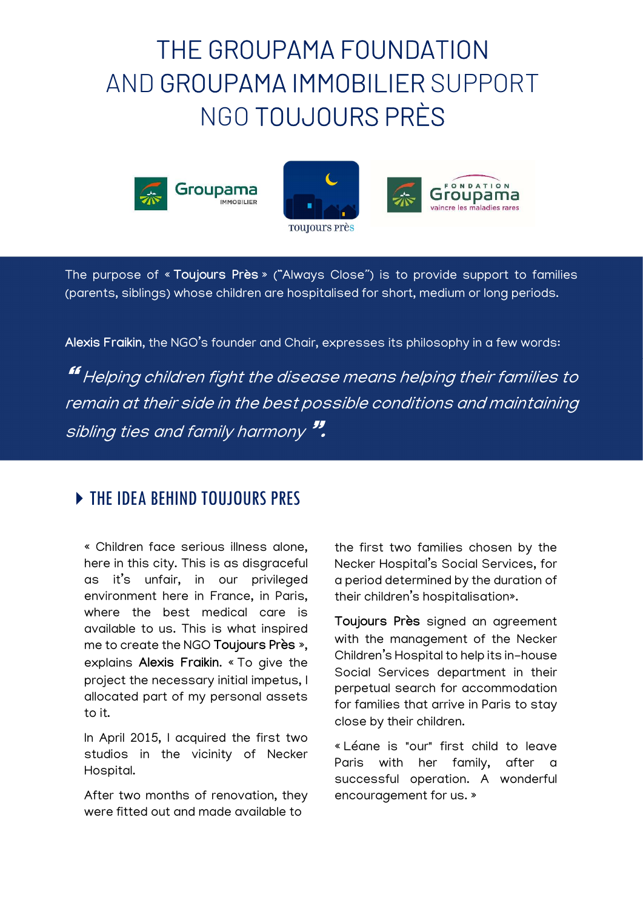# THE GROUPAMA FOUNDATION AND GROUPAMA IMMOBILIER SUPPORT NGO TOUJOURS PRÈS

The purpose of « **Toujours Près** » ("Always Close") is to provide support to families (parents, siblings) whose children are hospitalised for short, medium or long periods.

**Alexis Fraikin**, the NGO's founder and Chair, expresses its philosophy in a few words:

*" Helping children fight the disease means helping their families to remain at their side in the best possible conditions and maintaining sibling ties and family harmony "*

## THE IDEA BEHIND TOUJOURS PRES

« Children face serious illness alone, here in this city. This is as disgraceful as it's unfair, in our privileged environment here in France, in Paris, where the best medical care is available to us. This is what inspired me to create the NGO **Toujours Près** », explains **Alexis Fraikin**. « To give the project the necessary initial impetus, I allocated part of my personal assets to it.

In April 2015, I acquired the first two studios in the vicinity of Necker Hospital.

After two months of renovation, they were fitted out and made available to the first two families chosen by the Necker Hospital's Social Services, for a period determined by the duration of their children's hospitalisation».

**Toujours Près** signed an agreement with the management of the Necker Children's Hospital to help its in-house Social Services department in their perpetual search for accommodation for families that arrive in Paris to stay close by their children.

« Léane is "our" first child to leave Paris with her family, after a successful operation. A wonderful encouragement for us. »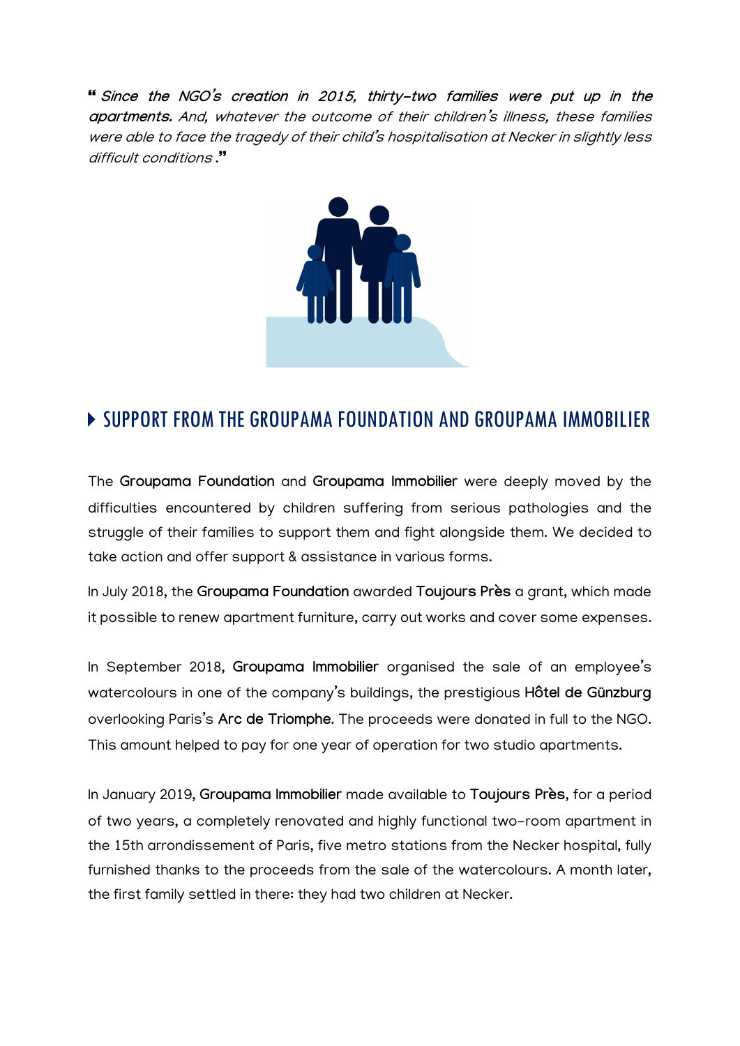"*Since the NGO's creation in 2015, thirty-two families were put up in the apartments.* *And, whatever the outcome of their children's illness, these families were able to face the tragedy of their child's hospitalisation at Necker in slightly less difficult conditions*."

## SUPPORT FROM THE GROUPAMA FOUNDATION AND GROUPAMA IMMOBILIER

The Groupama Foundation and Groupama Immobilier were deeply moved by the difficulties encountered by children suffering from serious pathologies and the struggle of their families to support them and fight alongside them. We decided to take action and offer support & assistance in various forms.

In July 2018, the Groupama Foundation awarded Toujours Près a grant, which made it possible to renew apartment furniture, carry out works and cover some expenses.

In September 2018, Groupama Immobilier organised the sale of an employee's watercolours in one of the company's buildings, the prestigious Hôtel de Günzburg overlooking Paris's Arc de Triomphe. The proceeds were donated in full to the NGO. This amount helped to pay for one year of operation for two studio apartments.

In January 2019, Groupama Immobilier made available to Toujours Près, for a period of two years, a completely renovated and highly functional two-room apartment in the 15th arrondissement of Paris, five metro stations from the Necker hospital, fully furnished thanks to the proceeds from the sale of the watercolours. A month later, the first family settled in there: they had two children at Necker.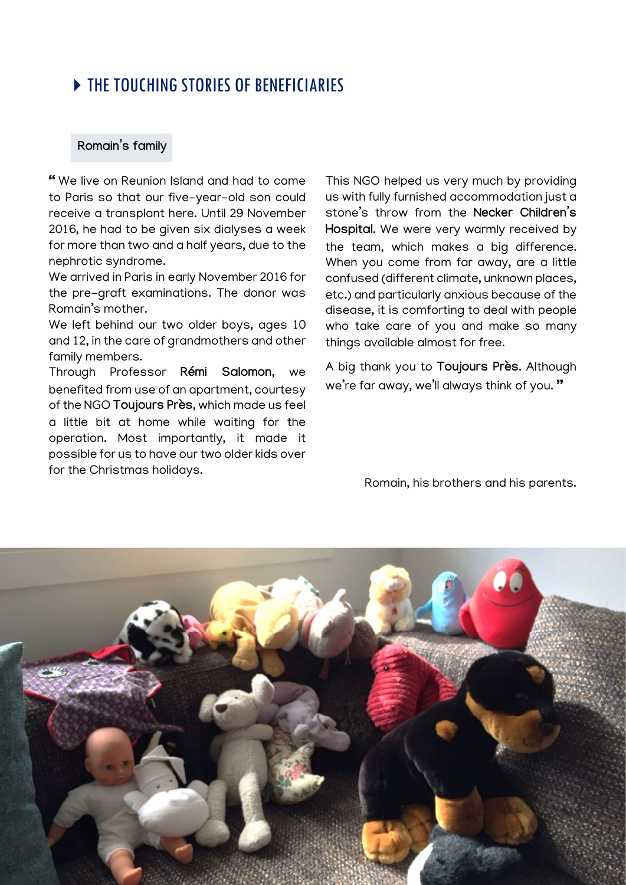## ▸ THE TOUCHING STORIES OF BENEFICIARIES

### Romain's family

" We live on Reunion Island and had to come to Paris so that our five-year-old son could receive a transplant here. Until 29 November 2016, he had to be given six dialyses a week for more than two and a half years, due to the nephrotic syndrome.

We arrived in Paris in early November 2016 for the pre-graft examinations. The donor was Romain's mother.

We left behind our two older boys, ages 10 and 12, in the care of grandmothers and other family members.

Through Professor **Rémi Salomon**, we benefited from use of an apartment, courtesy of the NGO **Toujours Près**, which made us feel a little bit at home while waiting for the operation. Most importantly, it made it possible for us to have our two older kids over for the Christmas holidays.

This NGO helped us very much by providing us with fully furnished accommodation just a stone's throw from the **Necker Children's Hospital**. We were very warmly received by the team, which makes a big difference. When you come from far away, are a little confused (different climate, unknown places, etc.) and particularly anxious because of the disease, it is comforting to deal with people who take care of you and make so many things available almost for free.

A big thank you to **Toujours Près**. Although we're far away, we'll always think of you. "

Romain, his brothers and his parents.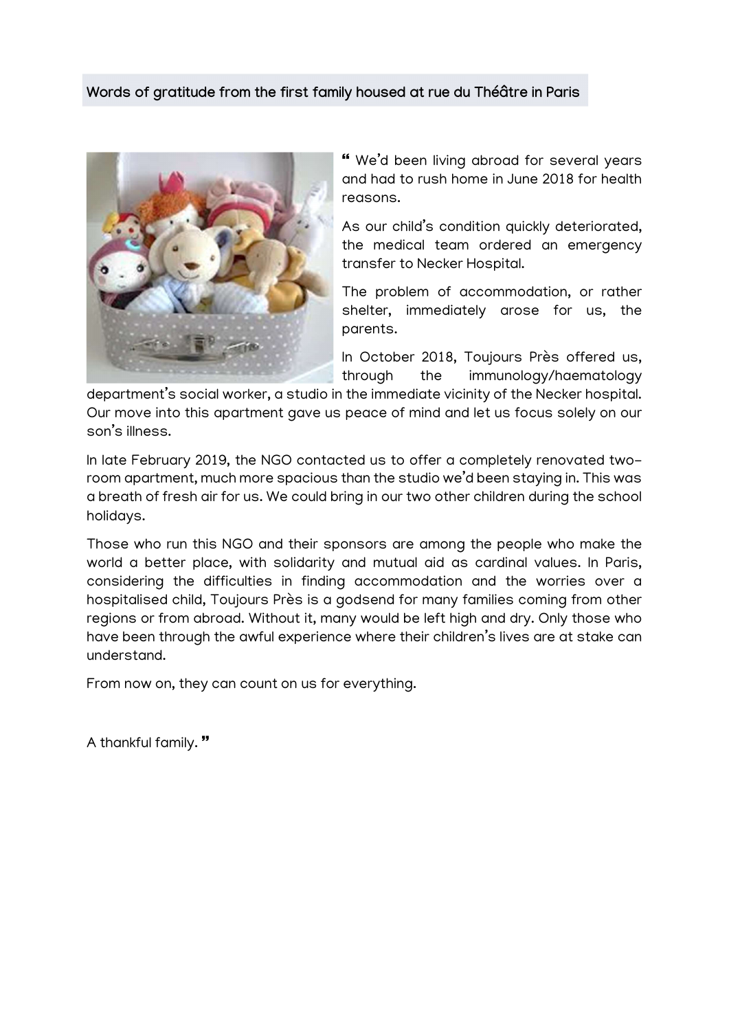## Words of gratitude from the first family housed at rue du Théâtre in Paris

" We'd been living abroad for several years and had to rush home in June 2018 for health reasons.

As our child's condition quickly deteriorated, the medical team ordered an emergency transfer to Necker Hospital.

The problem of accommodation, or rather shelter, immediately arose for us, the parents.

In October 2018, Toujours Près offered us, through the immunology/haematology department's social worker, a studio in the immediate vicinity of the Necker hospital. Our move into this apartment gave us peace of mind and let us focus solely on our son's illness.

In late February 2019, the NGO contacted us to offer a completely renovated two-room apartment, much more spacious than the studio we'd been staying in. This was a breath of fresh air for us. We could bring in our two other children during the school holidays.

Those who run this NGO and their sponsors are among the people who make the world a better place, with solidarity and mutual aid as cardinal values. In Paris, considering the difficulties in finding accommodation and the worries over a hospitalised child, Toujours Près is a godsend for many families coming from other regions or from abroad. Without it, many would be left high and dry. Only those who have been through the awful experience where their children's lives are at stake can understand.

From now on, they can count on us for everything.

A thankful family. "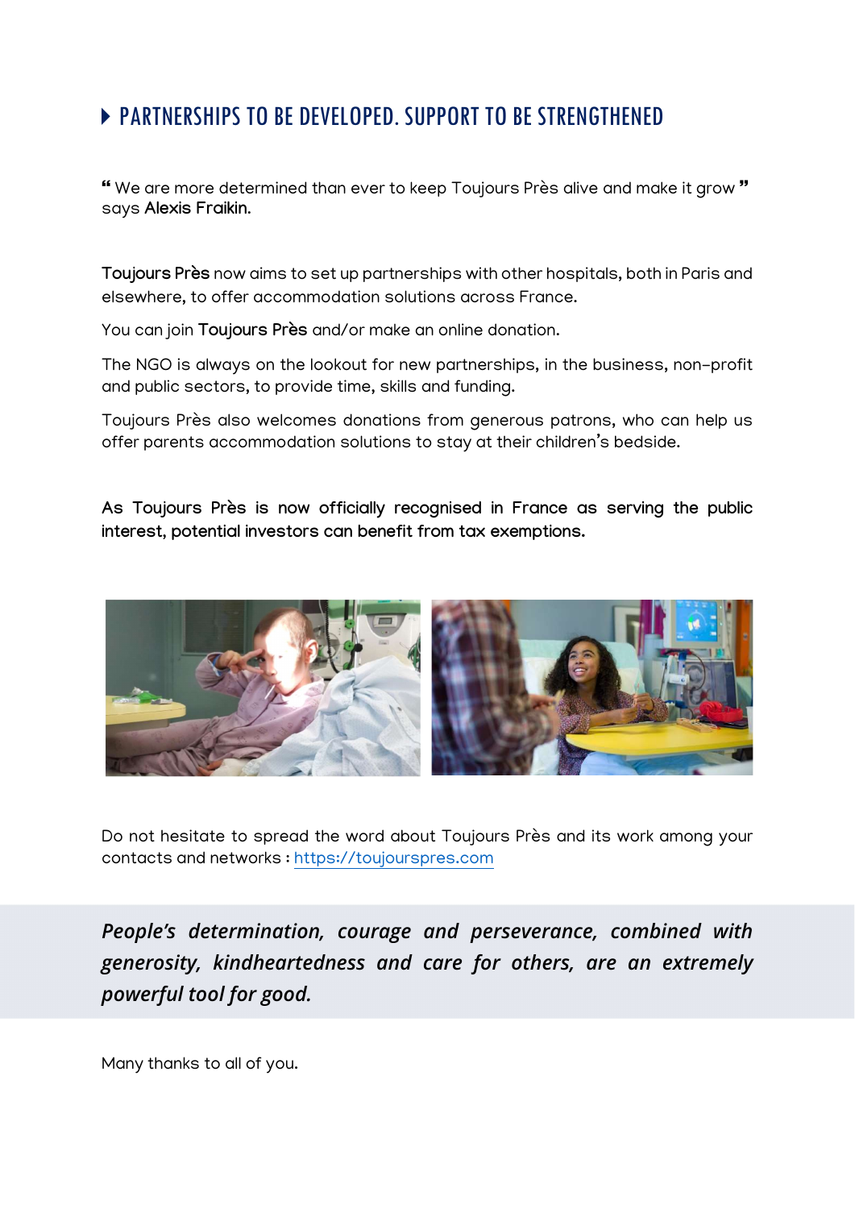## PARTNERSHIPS TO BE DEVELOPED. SUPPORT TO BE STRENGTHENED

“ We are more determined than ever to keep Toujours Près alive and make it grow ” says **Alexis Fraikin.**

**Toujours Près** now aims to set up partnerships with other hospitals, both in Paris and elsewhere, to offer accommodation solutions across France.

You can join **Toujours Près** and/or make an online donation.

The NGO is always on the lookout for new partnerships, in the business, non-profit and public sectors, to provide time, skills and funding.

Toujours Près also welcomes donations from generous patrons, who can help us offer parents accommodation solutions to stay at their children's bedside.

**As Toujours Près is now officially recognised in France as serving the public interest, potential investors can benefit from tax exemptions.**

Do not hesitate to spread the word about Toujours Près and its work among your contacts and networks : https://toujourspres.com

***People's determination, courage and perseverance, combined with generosity, kindheartedness and care for others, are an extremely powerful tool for good.***

Many thanks to all of you.